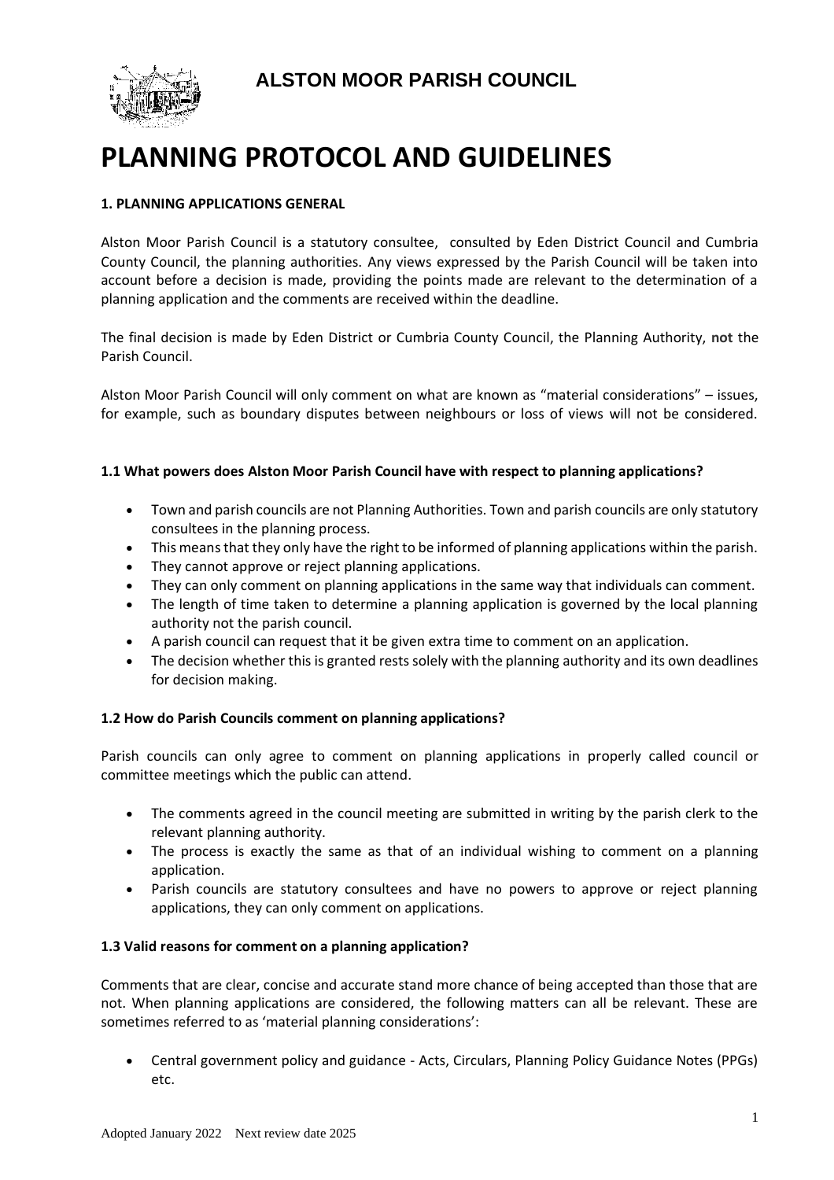**ALSTON MOOR PARISH COUNCIL**

# PLANNING PROTOCOL AND GUIDELINES

### 1. PLANNING APPLICATIONS GENERAL

Alston Moor Parish Council is a statutory consultee, consulted by Eden District Council and Cumbria County Council, the planning authorities. Any views expressed by the Parish Council will be taken into account before a decision is made, providing the points made are relevant to the determination of a planning application and the comments are received within the deadline.

The final decision is made by Eden District or Cumbria County Council, the Planning Authority, **not** the Parish Council.

Alston Moor Parish Council will only comment on what are known as "material considerations" – issues, for example, such as boundary disputes between neighbours or loss of views will not be considered.

### 1.1 What powers does Alston Moor Parish Council have with respect to planning applications?

- Town and parish councils are not Planning Authorities. Town and parish councils are only statutory consultees in the planning process.
- This means that they only have the right to be informed of planning applications within the parish.
- They cannot approve or reject planning applications.
- They can only comment on planning applications in the same way that individuals can comment.
- The length of time taken to determine a planning application is governed by the local planning authority not the parish council.
- A parish council can request that it be given extra time to comment on an application.
- The decision whether this is granted rests solely with the planning authority and its own deadlines for decision making.

### 1.2 How do Parish Councils comment on planning applications?

Parish councils can only agree to comment on planning applications in properly called council or committee meetings which the public can attend.

- The comments agreed in the council meeting are submitted in writing by the parish clerk to the relevant planning authority.
- The process is exactly the same as that of an individual wishing to comment on a planning application.
- Parish councils are statutory consultees and have no powers to approve or reject planning applications, they can only comment on applications.

### 1.3 Valid reasons for comment on a planning application?

Comments that are clear, concise and accurate stand more chance of being accepted than those that are not. When planning applications are considered, the following matters can all be relevant. These are sometimes referred to as 'material planning considerations':

- Central government policy and guidance - Acts, Circulars, Planning Policy Guidance Notes (PPGs) etc.

Adopted January 2022 Next review date 2025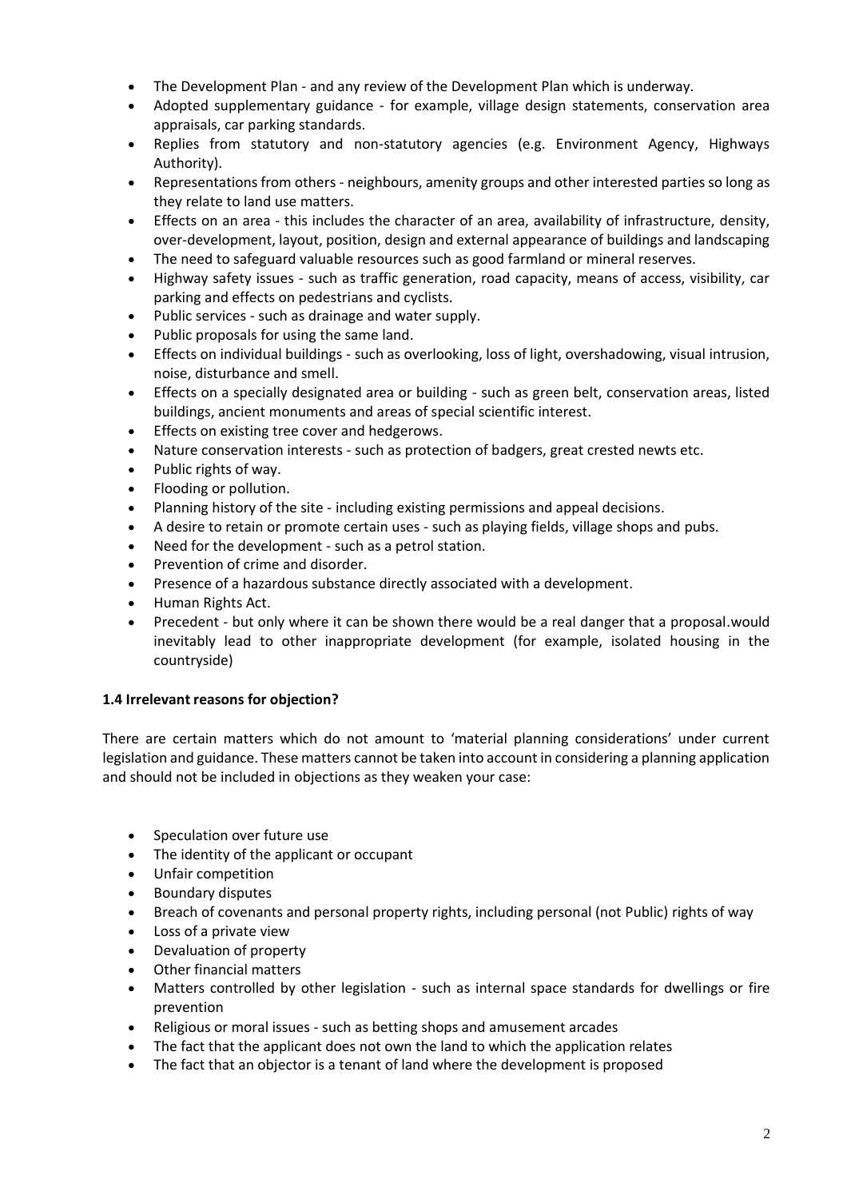- The Development Plan - and any review of the Development Plan which is underway.
- Adopted supplementary guidance - for example, village design statements, conservation area appraisals, car parking standards.
- Replies from statutory and non-statutory agencies (e.g. Environment Agency, Highways Authority).
- Representations from others - neighbours, amenity groups and other interested parties so long as they relate to land use matters.
- Effects on an area - this includes the character of an area, availability of infrastructure, density, over-development, layout, position, design and external appearance of buildings and landscaping
- The need to safeguard valuable resources such as good farmland or mineral reserves.
- Highway safety issues - such as traffic generation, road capacity, means of access, visibility, car parking and effects on pedestrians and cyclists.
- Public services - such as drainage and water supply.
- Public proposals for using the same land.
- Effects on individual buildings - such as overlooking, loss of light, overshadowing, visual intrusion, noise, disturbance and smell.
- Effects on a specially designated area or building - such as green belt, conservation areas, listed buildings, ancient monuments and areas of special scientific interest.
- Effects on existing tree cover and hedgerows.
- Nature conservation interests - such as protection of badgers, great crested newts etc.
- Public rights of way.
- Flooding or pollution.
- Planning history of the site - including existing permissions and appeal decisions.
- A desire to retain or promote certain uses - such as playing fields, village shops and pubs.
- Need for the development - such as a petrol station.
- Prevention of crime and disorder.
- Presence of a hazardous substance directly associated with a development.
- Human Rights Act.
- Precedent - but only where it can be shown there would be a real danger that a proposal.would inevitably lead to other inappropriate development (for example, isolated housing in the countryside)

**1.4 Irrelevant reasons for objection?**

There are certain matters which do not amount to 'material planning considerations' under current legislation and guidance. These matters cannot be taken into account in considering a planning application and should not be included in objections as they weaken your case:

- Speculation over future use
- The identity of the applicant or occupant
- Unfair competition
- Boundary disputes
- Breach of covenants and personal property rights, including personal (not Public) rights of way
- Loss of a private view
- Devaluation of property
- Other financial matters
- Matters controlled by other legislation - such as internal space standards for dwellings or fire prevention
- Religious or moral issues - such as betting shops and amusement arcades
- The fact that the applicant does not own the land to which the application relates
- The fact that an objector is a tenant of land where the development is proposed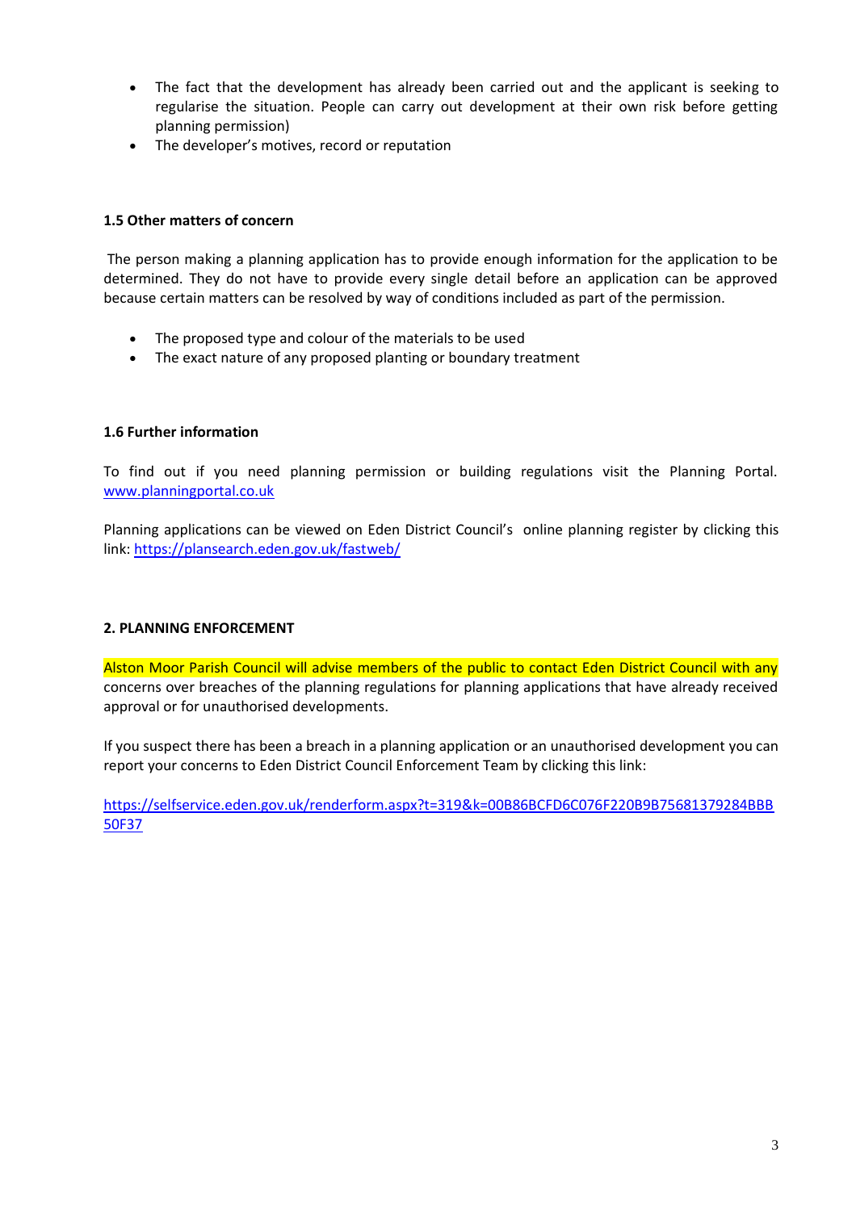- The fact that the development has already been carried out and the applicant is seeking to regularise the situation. People can carry out development at their own risk before getting planning permission)
- The developer's motives, record or reputation

**1.5 Other matters of concern**

The person making a planning application has to provide enough information for the application to be determined. They do not have to provide every single detail before an application can be approved because certain matters can be resolved by way of conditions included as part of the permission.

- The proposed type and colour of the materials to be used
- The exact nature of any proposed planting or boundary treatment

**1.6 Further information**

To find out if you need planning permission or building regulations visit the Planning Portal. [www.planningportal.co.uk](www.planningportal.co.uk)

Planning applications can be viewed on Eden District Council's online planning register by clicking this link: [https://plansearch.eden.gov.uk/fastweb/](https://plansearch.eden.gov.uk/fastweb/)

**2. PLANNING ENFORCEMENT**

Alston Moor Parish Council will advise members of the public to contact Eden District Council with any concerns over breaches of the planning regulations for planning applications that have already received approval or for unauthorised developments.

If you suspect there has been a breach in a planning application or an unauthorised development you can report your concerns to Eden District Council Enforcement Team by clicking this link:

[https://selfservice.eden.gov.uk/renderform.aspx?t=319&k=00B86BCFD6C076F220B9B75681379284BBB50F37](https://selfservice.eden.gov.uk/renderform.aspx?t=319&k=00B86BCFD6C076F220B9B75681379284BBB50F37)